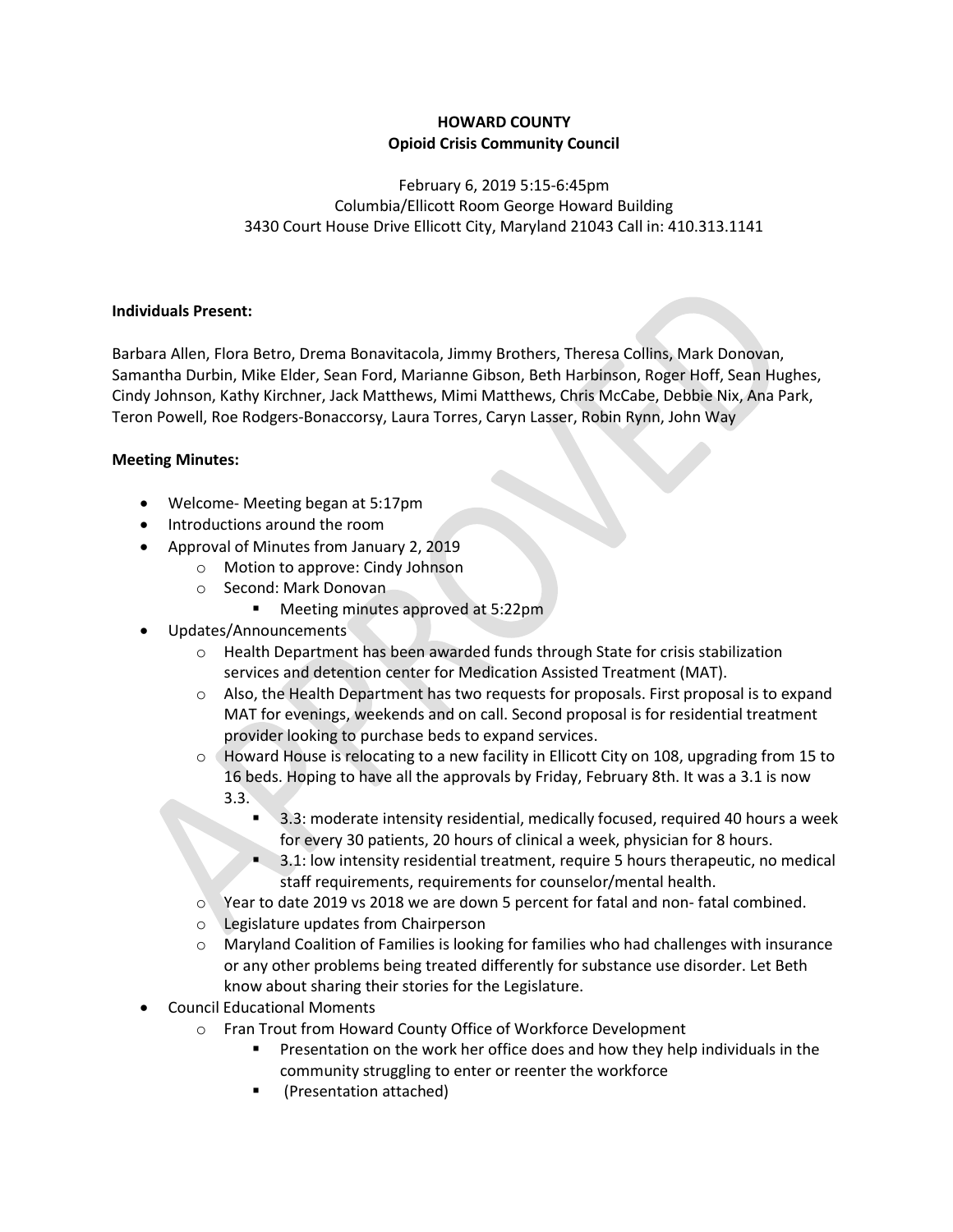**HOWARD COUNTY**
**Opioid Crisis Community Council**

February 6, 2019 5:15-6:45pm
Columbia/Ellicott Room George Howard Building
3430 Court House Drive Ellicott City, Maryland 21043 Call in: 410.313.1141

**Individuals Present:**

Barbara Allen, Flora Betro, Drema Bonavitacola, Jimmy Brothers, Theresa Collins, Mark Donovan, Samantha Durbin, Mike Elder, Sean Ford, Marianne Gibson, Beth Harbinson, Roger Hoff, Sean Hughes, Cindy Johnson, Kathy Kirchner, Jack Matthews, Mimi Matthews, Chris McCabe, Debbie Nix, Ana Park, Teron Powell, Roe Rodgers-Bonaccorsy, Laura Torres, Caryn Lasser, Robin Rynn, John Way

**Meeting Minutes:**

- Welcome- Meeting began at 5:17pm
- Introductions around the room
- Approval of Minutes from January 2, 2019
  - Motion to approve: Cindy Johnson
  - Second: Mark Donovan
    - Meeting minutes approved at 5:22pm
- Updates/Announcements
  - Health Department has been awarded funds through State for crisis stabilization services and detention center for Medication Assisted Treatment (MAT).
  - Also, the Health Department has two requests for proposals. First proposal is to expand MAT for evenings, weekends and on call. Second proposal is for residential treatment provider looking to purchase beds to expand services.
  - Howard House is relocating to a new facility in Ellicott City on 108, upgrading from 15 to 16 beds. Hoping to have all the approvals by Friday, February 8th. It was a 3.1 is now 3.3.
    - 3.3: moderate intensity residential, medically focused, required 40 hours a week for every 30 patients, 20 hours of clinical a week, physician for 8 hours.
    - 3.1: low intensity residential treatment, require 5 hours therapeutic, no medical staff requirements, requirements for counselor/mental health.
  - Year to date 2019 vs 2018 we are down 5 percent for fatal and non- fatal combined.
  - Legislature updates from Chairperson
  - Maryland Coalition of Families is looking for families who had challenges with insurance or any other problems being treated differently for substance use disorder. Let Beth know about sharing their stories for the Legislature.
- Council Educational Moments
  - Fran Trout from Howard County Office of Workforce Development
    - Presentation on the work her office does and how they help individuals in the community struggling to enter or reenter the workforce
    - (Presentation attached)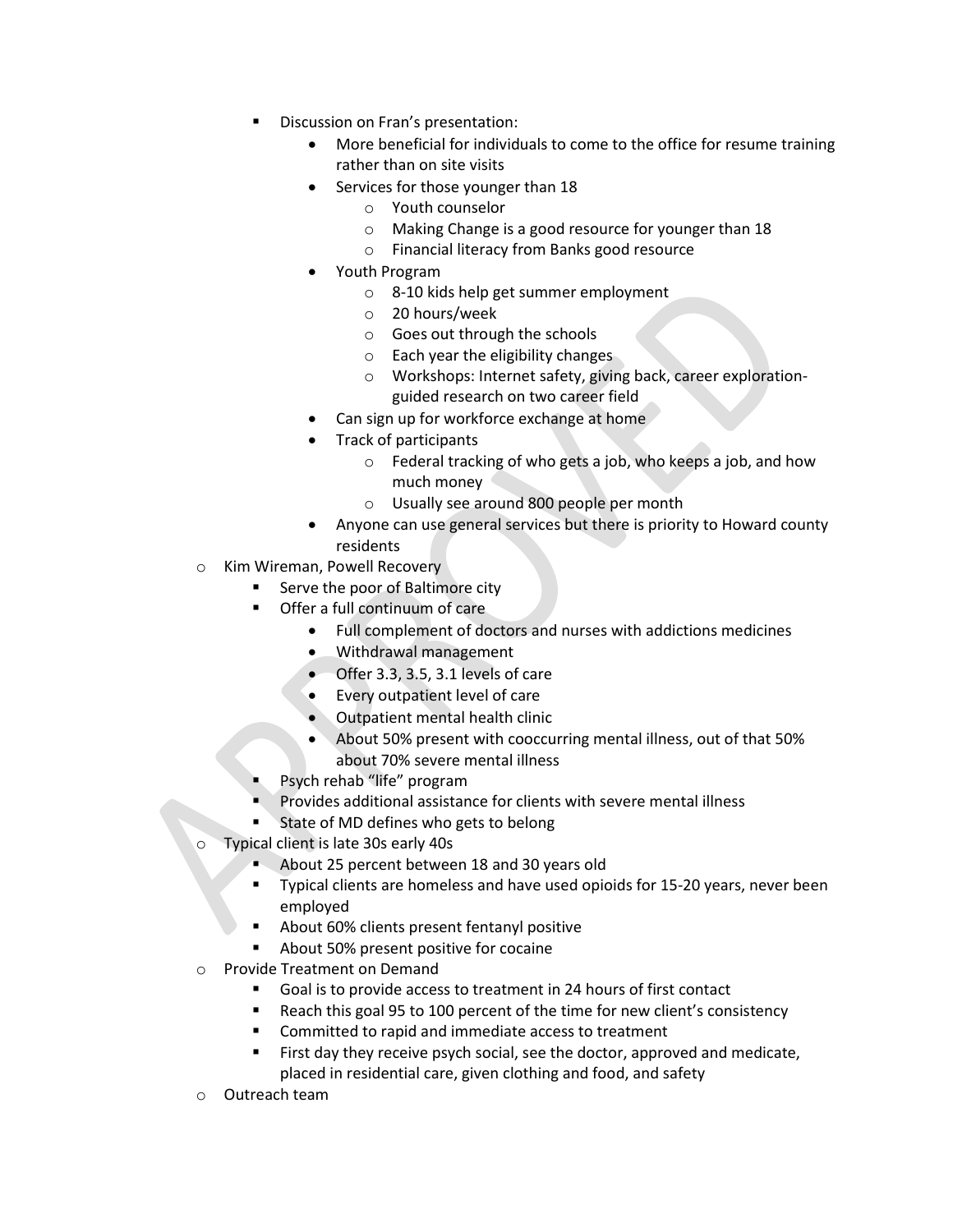- Discussion on Fran's presentation:
        - More beneficial for individuals to come to the office for resume training rather than on site visits
        - Services for those younger than 18
          - Youth counselor
          - Making Change is a good resource for younger than 18
          - Financial literacy from Banks good resource
        - Youth Program
          - 8-10 kids help get summer employment
          - 20 hours/week
          - Goes out through the schools
          - Each year the eligibility changes
          - Workshops: Internet safety, giving back, career exploration-guided research on two career field
        - Can sign up for workforce exchange at home
        - Track of participants
          - Federal tracking of who gets a job, who keeps a job, and how much money
          - Usually see around 800 people per month
        - Anyone can use general services but there is priority to Howard county residents
    - Kim Wireman, Powell Recovery
      - Serve the poor of Baltimore city
      - Offer a full continuum of care
        - Full complement of doctors and nurses with addictions medicines
        - Withdrawal management
        - Offer 3.3, 3.5, 3.1 levels of care
        - Every outpatient level of care
        - Outpatient mental health clinic
        - About 50% present with cooccurring mental illness, out of that 50% about 70% severe mental illness
      - Psych rehab "life" program
      - Provides additional assistance for clients with severe mental illness
      - State of MD defines who gets to belong
    - Typical client is late 30s early 40s
      - About 25 percent between 18 and 30 years old
      - Typical clients are homeless and have used opioids for 15-20 years, never been employed
      - About 60% clients present fentanyl positive
      - About 50% present positive for cocaine
    - Provide Treatment on Demand
      - Goal is to provide access to treatment in 24 hours of first contact
      - Reach this goal 95 to 100 percent of the time for new client's consistency
      - Committed to rapid and immediate access to treatment
      - First day they receive psych social, see the doctor, approved and medicate, placed in residential care, given clothing and food, and safety
    - Outreach team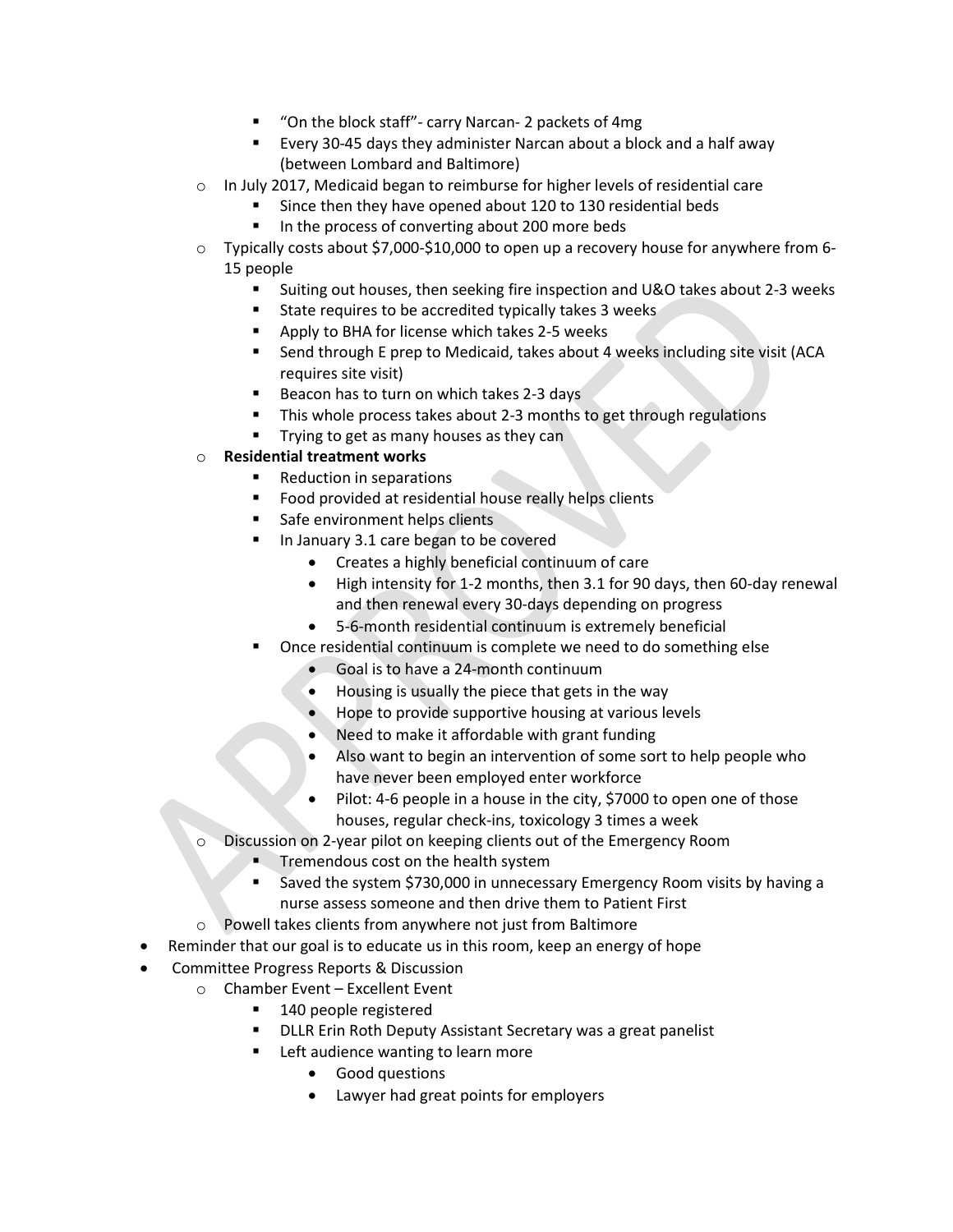- "On the block staff"- carry Narcan- 2 packets of 4mg
    - Every 30-45 days they administer Narcan about a block and a half away (between Lombard and Baltimore)
  - In July 2017, Medicaid began to reimburse for higher levels of residential care
    - Since then they have opened about 120 to 130 residential beds
    - In the process of converting about 200 more beds
  - Typically costs about $7,000-$10,000 to open up a recovery house for anywhere from 6-15 people
    - Suiting out houses, then seeking fire inspection and U&O takes about 2-3 weeks
    - State requires to be accredited typically takes 3 weeks
    - Apply to BHA for license which takes 2-5 weeks
    - Send through E prep to Medicaid, takes about 4 weeks including site visit (ACA requires site visit)
    - Beacon has to turn on which takes 2-3 days
    - This whole process takes about 2-3 months to get through regulations
    - Trying to get as many houses as they can
  - **Residential treatment works**
    - Reduction in separations
    - Food provided at residential house really helps clients
    - Safe environment helps clients
    - In January 3.1 care began to be covered
      - Creates a highly beneficial continuum of care
      - High intensity for 1-2 months, then 3.1 for 90 days, then 60-day renewal and then renewal every 30-days depending on progress
      - 5-6-month residential continuum is extremely beneficial
    - Once residential continuum is complete we need to do something else
      - Goal is to have a 24-month continuum
      - Housing is usually the piece that gets in the way
      - Hope to provide supportive housing at various levels
      - Need to make it affordable with grant funding
      - Also want to begin an intervention of some sort to help people who have never been employed enter workforce
      - Pilot: 4-6 people in a house in the city, $7000 to open one of those houses, regular check-ins, toxicology 3 times a week
  - Discussion on 2-year pilot on keeping clients out of the Emergency Room
    - Tremendous cost on the health system
    - Saved the system $730,000 in unnecessary Emergency Room visits by having a nurse assess someone and then drive them to Patient First
  - Powell takes clients from anywhere not just from Baltimore
- Reminder that our goal is to educate us in this room, keep an energy of hope
- Committee Progress Reports & Discussion
  - Chamber Event – Excellent Event
    - 140 people registered
    - DLLR Erin Roth Deputy Assistant Secretary was a great panelist
    - Left audience wanting to learn more
      - Good questions
      - Lawyer had great points for employers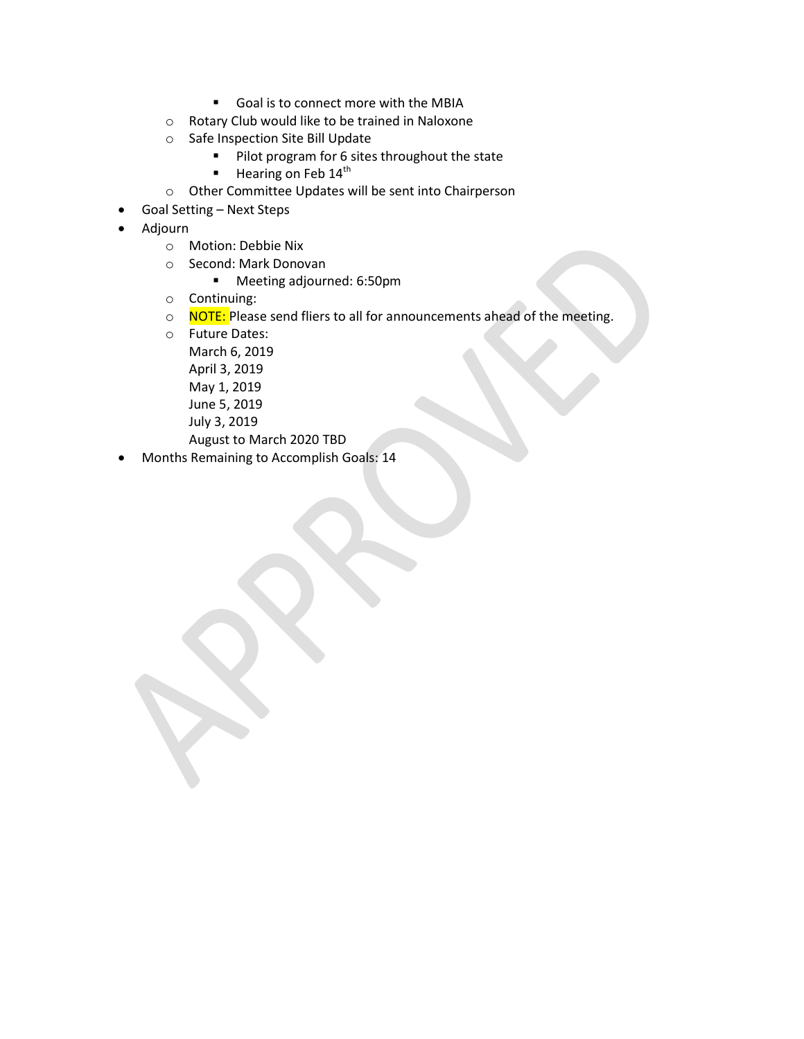- Goal is to connect more with the MBIA
    - Rotary Club would like to be trained in Naloxone
    - Safe Inspection Site Bill Update
        - Pilot program for 6 sites throughout the state
        - Hearing on Feb 14th
    - Other Committee Updates will be sent into Chairperson
- Goal Setting – Next Steps
- Adjourn
    - Motion: Debbie Nix
    - Second: Mark Donovan
        - Meeting adjourned: 6:50pm
    - Continuing:
    - NOTE: Please send fliers to all for announcements ahead of the meeting.
    - Future Dates:
      March 6, 2019
      April 3, 2019
      May 1, 2019
      June 5, 2019
      July 3, 2019
      August to March 2020 TBD
- Months Remaining to Accomplish Goals: 14